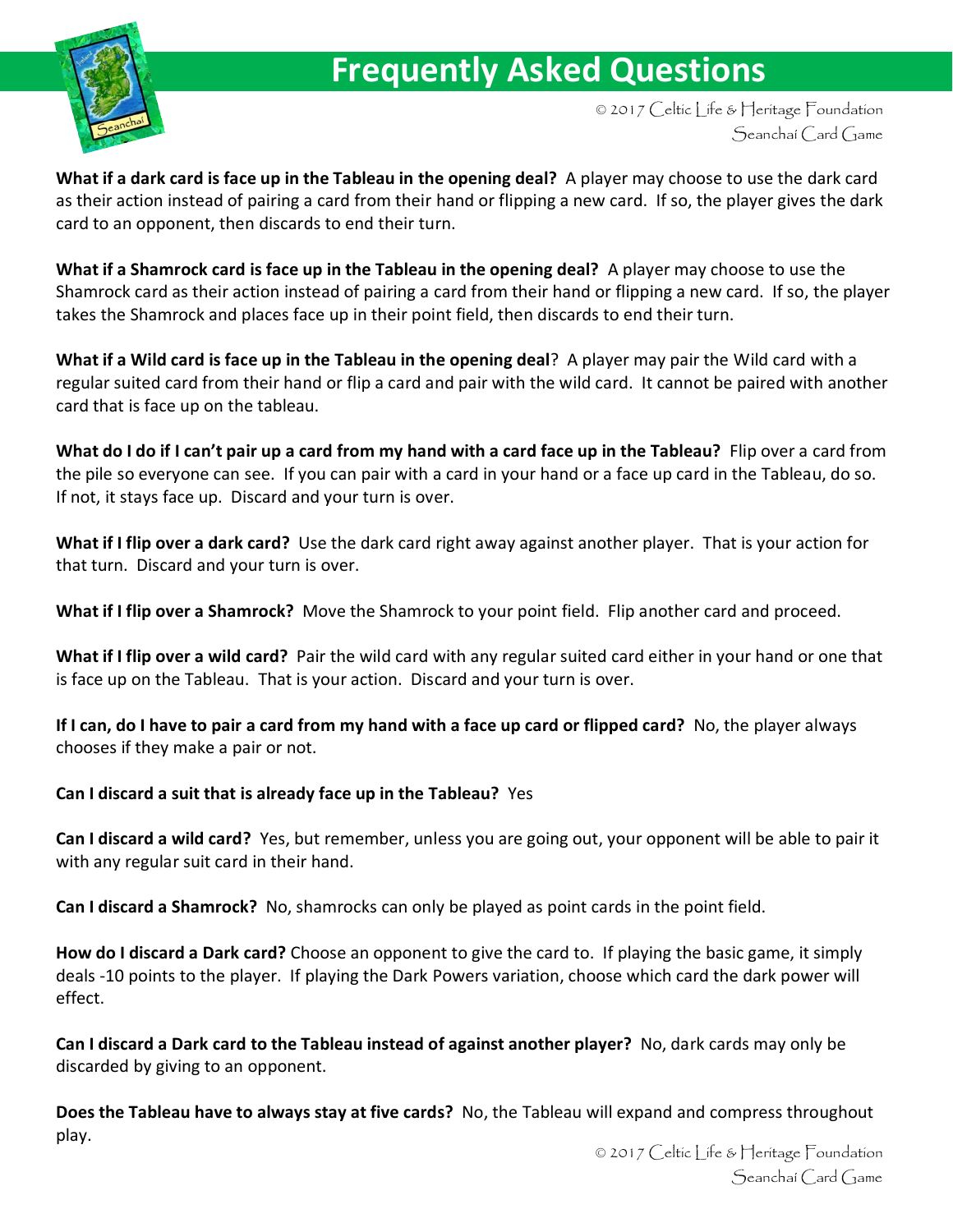# Frequently Asked Questions

© 2017 Celtic Life & Heritage Foundation
Seanchaí Card Game

**What if a dark card is face up in the Tableau in the opening deal?** A player may choose to use the dark card as their action instead of pairing a card from their hand or flipping a new card. If so, the player gives the dark card to an opponent, then discards to end their turn.

**What if a Shamrock card is face up in the Tableau in the opening deal?** A player may choose to use the Shamrock card as their action instead of pairing a card from their hand or flipping a new card. If so, the player takes the Shamrock and places face up in their point field, then discards to end their turn.

**What if a Wild card is face up in the Tableau in the opening deal**? A player may pair the Wild card with a regular suited card from their hand or flip a card and pair with the wild card. It cannot be paired with another card that is face up on the tableau.

**What do I do if I can't pair up a card from my hand with a card face up in the Tableau?** Flip over a card from the pile so everyone can see. If you can pair with a card in your hand or a face up card in the Tableau, do so. If not, it stays face up. Discard and your turn is over.

**What if I flip over a dark card?** Use the dark card right away against another player. That is your action for that turn. Discard and your turn is over.

**What if I flip over a Shamrock?** Move the Shamrock to your point field. Flip another card and proceed.

**What if I flip over a wild card?** Pair the wild card with any regular suited card either in your hand or one that is face up on the Tableau. That is your action. Discard and your turn is over.

**If I can, do I have to pair a card from my hand with a face up card or flipped card?** No, the player always chooses if they make a pair or not.

**Can I discard a suit that is already face up in the Tableau?** Yes

**Can I discard a wild card?** Yes, but remember, unless you are going out, your opponent will be able to pair it with any regular suit card in their hand.

**Can I discard a Shamrock?** No, shamrocks can only be played as point cards in the point field.

**How do I discard a Dark card?** Choose an opponent to give the card to. If playing the basic game, it simply deals -10 points to the player. If playing the Dark Powers variation, choose which card the dark power will effect.

**Can I discard a Dark card to the Tableau instead of against another player?** No, dark cards may only be discarded by giving to an opponent.

**Does the Tableau have to always stay at five cards?** No, the Tableau will expand and compress throughout play.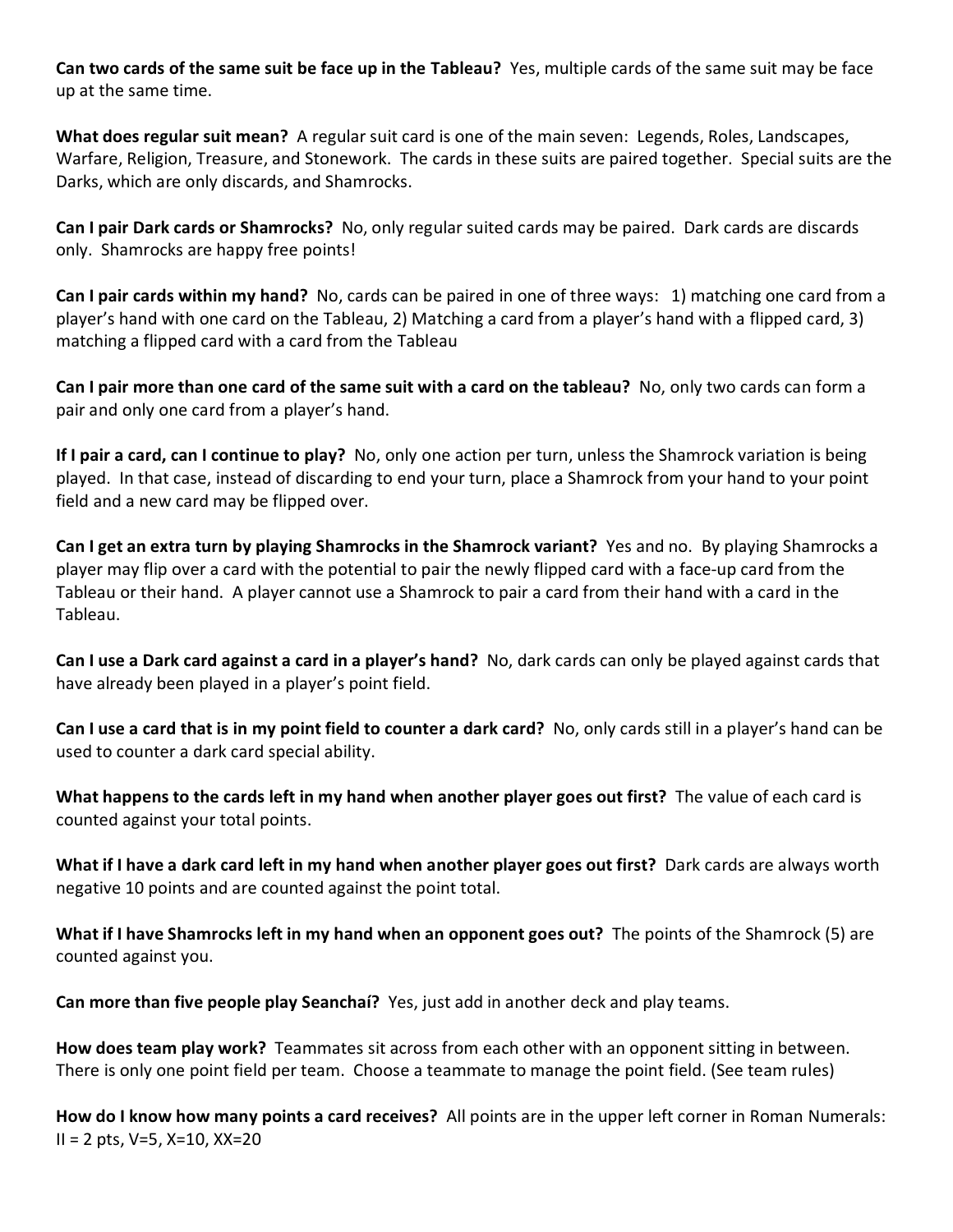**Can two cards of the same suit be face up in the Tableau?** Yes, multiple cards of the same suit may be face up at the same time.

**What does regular suit mean?** A regular suit card is one of the main seven: Legends, Roles, Landscapes, Warfare, Religion, Treasure, and Stonework. The cards in these suits are paired together. Special suits are the Darks, which are only discards, and Shamrocks.

**Can I pair Dark cards or Shamrocks?** No, only regular suited cards may be paired. Dark cards are discards only. Shamrocks are happy free points!

**Can I pair cards within my hand?** No, cards can be paired in one of three ways: 1) matching one card from a player's hand with one card on the Tableau, 2) Matching a card from a player's hand with a flipped card, 3) matching a flipped card with a card from the Tableau

**Can I pair more than one card of the same suit with a card on the tableau?** No, only two cards can form a pair and only one card from a player's hand.

**If I pair a card, can I continue to play?** No, only one action per turn, unless the Shamrock variation is being played. In that case, instead of discarding to end your turn, place a Shamrock from your hand to your point field and a new card may be flipped over.

**Can I get an extra turn by playing Shamrocks in the Shamrock variant?** Yes and no. By playing Shamrocks a player may flip over a card with the potential to pair the newly flipped card with a face-up card from the Tableau or their hand. A player cannot use a Shamrock to pair a card from their hand with a card in the Tableau.

**Can I use a Dark card against a card in a player's hand?** No, dark cards can only be played against cards that have already been played in a player's point field.

**Can I use a card that is in my point field to counter a dark card?** No, only cards still in a player's hand can be used to counter a dark card special ability.

**What happens to the cards left in my hand when another player goes out first?** The value of each card is counted against your total points.

**What if I have a dark card left in my hand when another player goes out first?** Dark cards are always worth negative 10 points and are counted against the point total.

**What if I have Shamrocks left in my hand when an opponent goes out?** The points of the Shamrock (5) are counted against you.

**Can more than five people play Seanchaí?** Yes, just add in another deck and play teams.

**How does team play work?** Teammates sit across from each other with an opponent sitting in between. There is only one point field per team. Choose a teammate to manage the point field. (See team rules)

**How do I know how many points a card receives?** All points are in the upper left corner in Roman Numerals: II = 2 pts, V=5, X=10, XX=20